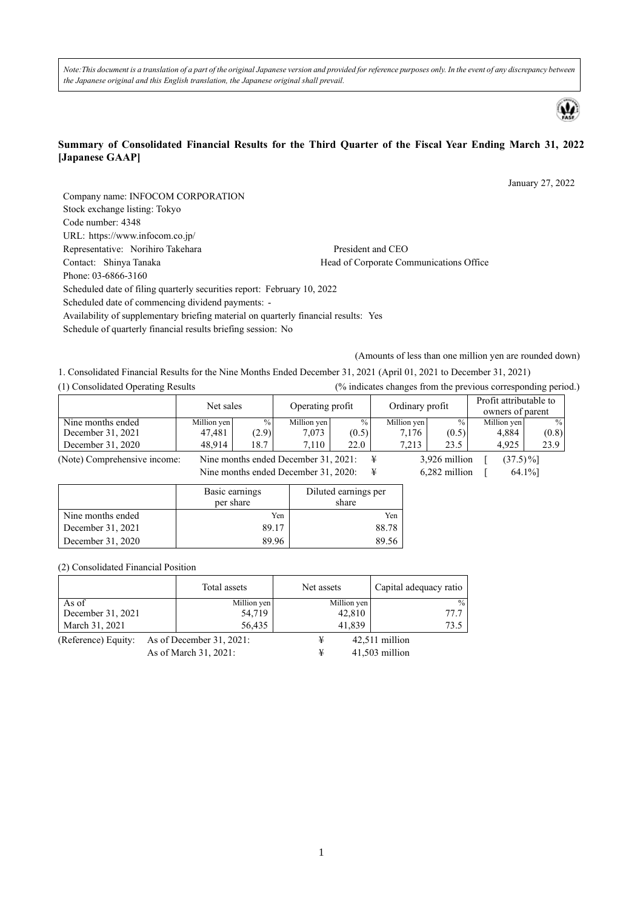*Note: This document is a translation of a part of the original Japanese version and provided for reference purposes only. In the event of any discrepancy between the Japanese original and this English translation, the Japanese original shall prevail.*

# Summary of Consolidated Financial Results for the Third Quarter of the Fiscal Year Ending March 31, 2022 [Japanese GAAP]

January 27, 2022

Company name: INFOCOM CORPORATION
Stock exchange listing: Tokyo
Code number: 4348
URL: https://www.infocom.co.jp/
Representative: Norihiro Takehara President and CEO
Contact: Shinya Tanaka Head of Corporate Communications Office
Phone: 03-6866-3160
Scheduled date of filing quarterly securities report: February 10, 2022
Scheduled date of commencing dividend payments: -
Availability of supplementary briefing material on quarterly financial results: Yes
Schedule of quarterly financial results briefing session: No

(Amounts of less than one million yen are rounded down)

1. Consolidated Financial Results for the Nine Months Ended December 31, 2021 (April 01, 2021 to December 31, 2021)

(1) Consolidated Operating Results (% indicates changes from the previous corresponding period.)

| | Net sales | | Operating profit | | Ordinary profit | | Profit attributable to owners of parent | |
|---|---|---|---|---|---|---|---|---|
| Nine months ended | Million yen | % | Million yen | % | Million yen | % | Million yen | % |
| December 31, 2021 | 47,481 | (2.9) | 7,073 | (0.5) | 7,176 | (0.5) | 4,884 | (0.8) |
| December 31, 2020 | 48,914 | 18.7 | 7,110 | 22.0 | 7,213 | 23.5 | 4,925 | 23.9 |

(Note) Comprehensive income: Nine months ended December 31, 2021: ¥ 3,926 million [ (37.5)%]
Nine months ended December 31, 2020: ¥ 6,282 million [ 64.1%]

| | Basic earnings per share | Diluted earnings per share |
|---|---|---|
| Nine months ended | Yen | Yen |
| December 31, 2021 | 89.17 | 88.78 |
| December 31, 2020 | 89.96 | 89.56 |

(2) Consolidated Financial Position

| | Total assets | Net assets | Capital adequacy ratio |
|---|---|---|---|
| As of | Million yen | Million yen | % |
| December 31, 2021 | 54,719 | 42,810 | 77.7 |
| March 31, 2021 | 56,435 | 41,839 | 73.5 |

(Reference) Equity: As of December 31, 2021: ¥ 42,511 million
As of March 31, 2021: ¥ 41,503 million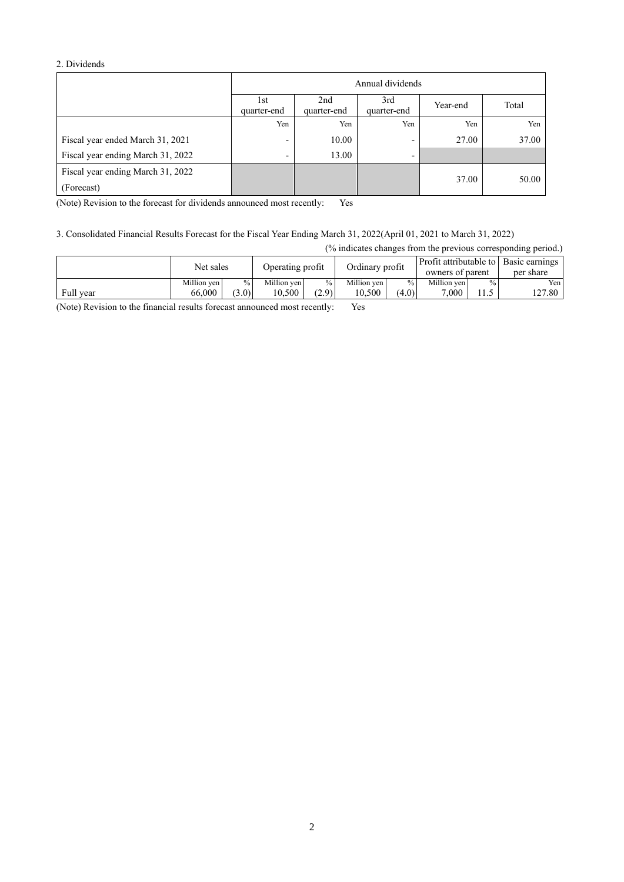## 2. Dividends

| | Annual dividends | | | | |
|---|---|---|---|---|---|
| | 1st quarter-end | 2nd quarter-end | 3rd quarter-end | Year-end | Total |
| | Yen | Yen | Yen | Yen | Yen |
| Fiscal year ended March 31, 2021 | - | 10.00 | - | 27.00 | 37.00 |
| Fiscal year ending March 31, 2022 | - | 13.00 | - | | |
| Fiscal year ending March 31, 2022 (Forecast) | | | | 37.00 | 50.00 |

(Note) Revision to the forecast for dividends announced most recently: Yes

## 3. Consolidated Financial Results Forecast for the Fiscal Year Ending March 31, 2022(April 01, 2021 to March 31, 2022)

(% indicates changes from the previous corresponding period.)

| | Net sales | | Operating profit | | Ordinary profit | | Profit attributable to owners of parent | | Basic earnings per share |
|---|---|---|---|---|---|---|---|---|---|
| | Million yen | % | Million yen | % | Million yen | % | Million yen | % | Yen |
| Full year | 66,000 | (3.0) | 10,500 | (2.9) | 10,500 | (4.0) | 7,000 | 11.5 | 127.80 |

(Note) Revision to the financial results forecast announced most recently: Yes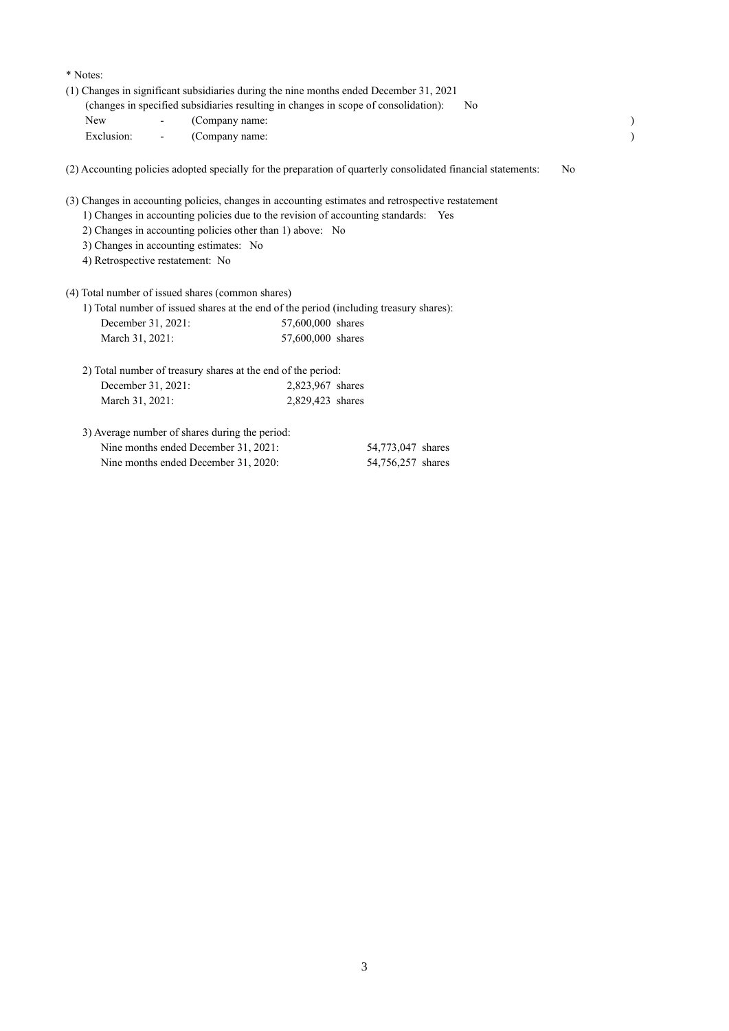\* Notes:

(1) Changes in significant subsidiaries during the nine months ended December 31, 2021
(changes in specified subsidiaries resulting in changes in scope of consolidation): No

New - (Company name: )

Exclusion: - (Company name: )

(2) Accounting policies adopted specially for the preparation of quarterly consolidated financial statements: No

(3) Changes in accounting policies, changes in accounting estimates and retrospective restatement

1) Changes in accounting policies due to the revision of accounting standards: Yes

2) Changes in accounting policies other than 1) above: No

3) Changes in accounting estimates: No

4) Retrospective restatement: No

(4) Total number of issued shares (common shares)

1) Total number of issued shares at the end of the period (including treasury shares):

| | |
|---|---|
| December 31, 2021: | 57,600,000 shares |
| March 31, 2021: | 57,600,000 shares |

2) Total number of treasury shares at the end of the period:

| | |
|---|---|
| December 31, 2021: | 2,823,967 shares |
| March 31, 2021: | 2,829,423 shares |

3) Average number of shares during the period:

| | |
|---|---|
| Nine months ended December 31, 2021: | 54,773,047 shares |
| Nine months ended December 31, 2020: | 54,756,257 shares |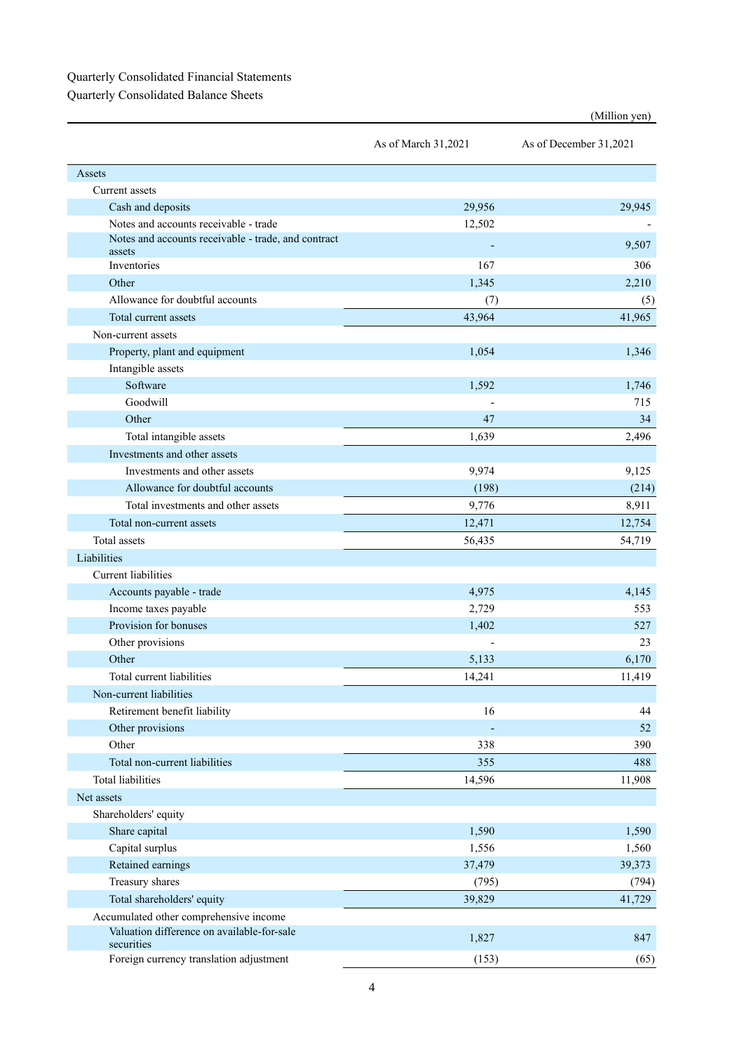Quarterly Consolidated Financial Statements

Quarterly Consolidated Balance Sheets

(Million yen)

| | As of March 31,2021 | As of December 31,2021 |
|---|---|---|
| Assets | | |
| Current assets | | |
| Cash and deposits | 29,956 | 29,945 |
| Notes and accounts receivable - trade | 12,502 | - |
| Notes and accounts receivable - trade, and contract assets | - | 9,507 |
| Inventories | 167 | 306 |
| Other | 1,345 | 2,210 |
| Allowance for doubtful accounts | (7) | (5) |
| Total current assets | 43,964 | 41,965 |
| Non-current assets | | |
| Property, plant and equipment | 1,054 | 1,346 |
| Intangible assets | | |
| Software | 1,592 | 1,746 |
| Goodwill | - | 715 |
| Other | 47 | 34 |
| Total intangible assets | 1,639 | 2,496 |
| Investments and other assets | | |
| Investments and other assets | 9,974 | 9,125 |
| Allowance for doubtful accounts | (198) | (214) |
| Total investments and other assets | 9,776 | 8,911 |
| Total non-current assets | 12,471 | 12,754 |
| Total assets | 56,435 | 54,719 |
| Liabilities | | |
| Current liabilities | | |
| Accounts payable - trade | 4,975 | 4,145 |
| Income taxes payable | 2,729 | 553 |
| Provision for bonuses | 1,402 | 527 |
| Other provisions | - | 23 |
| Other | 5,133 | 6,170 |
| Total current liabilities | 14,241 | 11,419 |
| Non-current liabilities | | |
| Retirement benefit liability | 16 | 44 |
| Other provisions | - | 52 |
| Other | 338 | 390 |
| Total non-current liabilities | 355 | 488 |
| Total liabilities | 14,596 | 11,908 |
| Net assets | | |
| Shareholders' equity | | |
| Share capital | 1,590 | 1,590 |
| Capital surplus | 1,556 | 1,560 |
| Retained earnings | 37,479 | 39,373 |
| Treasury shares | (795) | (794) |
| Total shareholders' equity | 39,829 | 41,729 |
| Accumulated other comprehensive income | | |
| Valuation difference on available-for-sale securities | 1,827 | 847 |
| Foreign currency translation adjustment | (153) | (65) |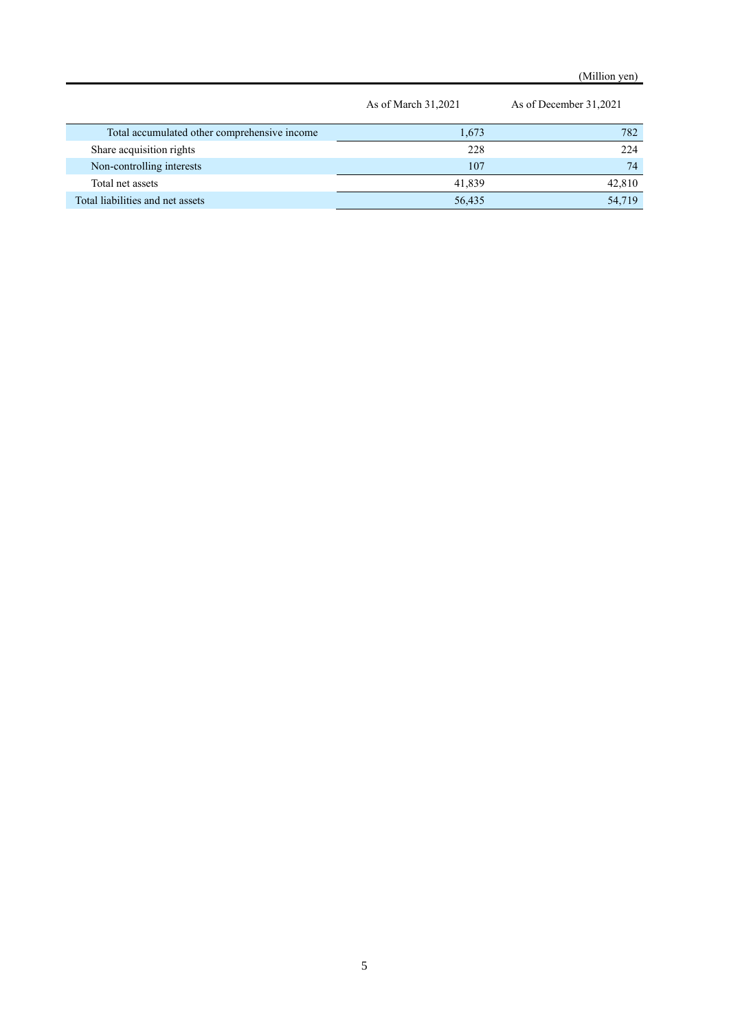(Million yen)

| | As of March 31,2021 | As of December 31,2021 |
|---|---|---|
| Total accumulated other comprehensive income | 1,673 | 782 |
| Share acquisition rights | 228 | 224 |
| Non-controlling interests | 107 | 74 |
| Total net assets | 41,839 | 42,810 |
| Total liabilities and net assets | 56,435 | 54,719 |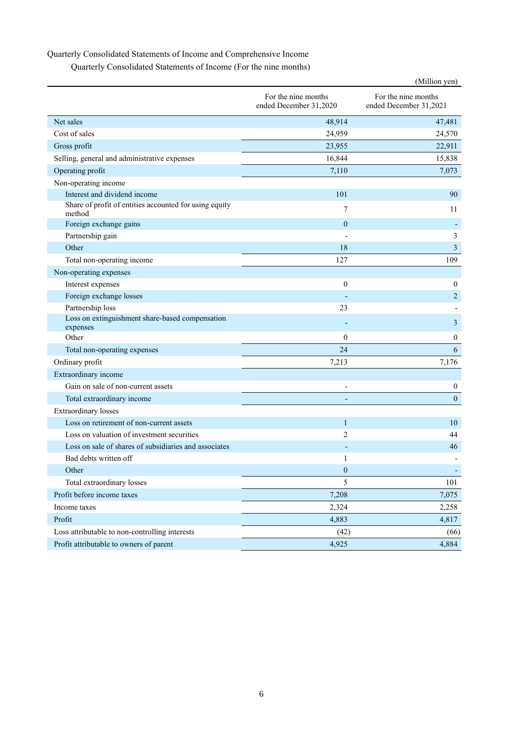Quarterly Consolidated Statements of Income and Comprehensive Income

Quarterly Consolidated Statements of Income (For the nine months)

(Million yen)

| | For the nine months ended December 31,2020 | For the nine months ended December 31,2021 |
|---|---|---|
| Net sales | 48,914 | 47,481 |
| Cost of sales | 24,959 | 24,570 |
| Gross profit | 23,955 | 22,911 |
| Selling, general and administrative expenses | 16,844 | 15,838 |
| Operating profit | 7,110 | 7,073 |
| Non-operating income | | |
| Interest and dividend income | 101 | 90 |
| Share of profit of entities accounted for using equity method | 7 | 11 |
| Foreign exchange gains | 0 | - |
| Partnership gain | - | 3 |
| Other | 18 | 3 |
| Total non-operating income | 127 | 109 |
| Non-operating expenses | | |
| Interest expenses | 0 | 0 |
| Foreign exchange losses | - | 2 |
| Partnership loss | 23 | - |
| Loss on extinguishment share-based compensation expenses | - | 3 |
| Other | 0 | 0 |
| Total non-operating expenses | 24 | 6 |
| Ordinary profit | 7,213 | 7,176 |
| Extraordinary income | | |
| Gain on sale of non-current assets | - | 0 |
| Total extraordinary income | - | 0 |
| Extraordinary losses | | |
| Loss on retirement of non-current assets | 1 | 10 |
| Loss on valuation of investment securities | 2 | 44 |
| Loss on sale of shares of subsidiaries and associates | - | 46 |
| Bad debts written off | 1 | - |
| Other | 0 | - |
| Total extraordinary losses | 5 | 101 |
| Profit before income taxes | 7,208 | 7,075 |
| Income taxes | 2,324 | 2,258 |
| Profit | 4,883 | 4,817 |
| Loss attributable to non-controlling interests | (42) | (66) |
| Profit attributable to owners of parent | 4,925 | 4,884 |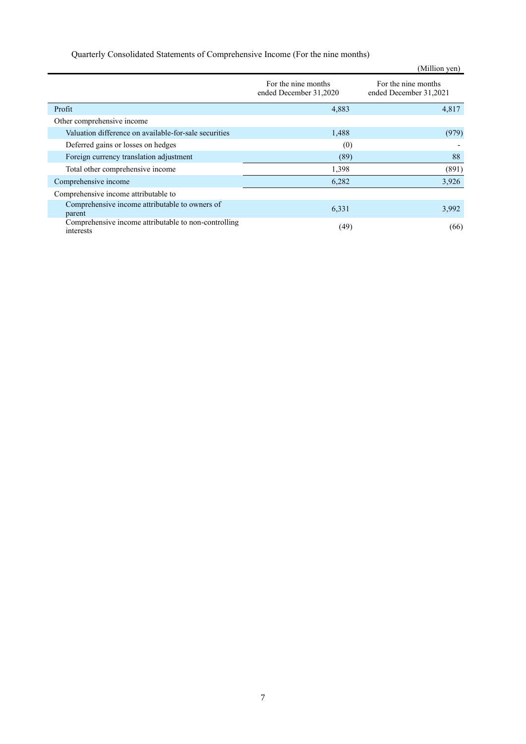Quarterly Consolidated Statements of Comprehensive Income (For the nine months)

(Million yen)

| | For the nine months ended December 31,2020 | For the nine months ended December 31,2021 |
|---|---|---|
| Profit | 4,883 | 4,817 |
| Other comprehensive income | | |
| Valuation difference on available-for-sale securities | 1,488 | (979) |
| Deferred gains or losses on hedges | (0) | - |
| Foreign currency translation adjustment | (89) | 88 |
| Total other comprehensive income | 1,398 | (891) |
| Comprehensive income | 6,282 | 3,926 |
| Comprehensive income attributable to | | |
| Comprehensive income attributable to owners of parent | 6,331 | 3,992 |
| Comprehensive income attributable to non-controlling interests | (49) | (66) |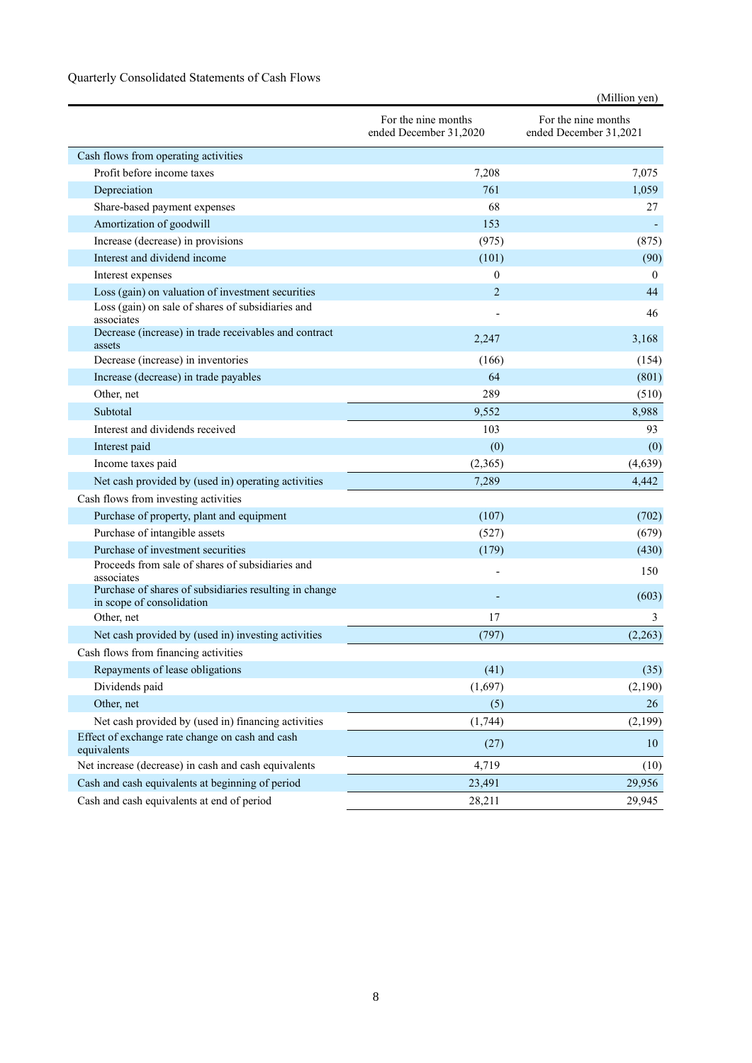Quarterly Consolidated Statements of Cash Flows

(Million yen)

| | For the nine months ended December 31,2020 | For the nine months ended December 31,2021 |
|---|---|---|
| Cash flows from operating activities | | |
| Profit before income taxes | 7,208 | 7,075 |
| Depreciation | 761 | 1,059 |
| Share-based payment expenses | 68 | 27 |
| Amortization of goodwill | 153 | - |
| Increase (decrease) in provisions | (975) | (875) |
| Interest and dividend income | (101) | (90) |
| Interest expenses | 0 | 0 |
| Loss (gain) on valuation of investment securities | 2 | 44 |
| Loss (gain) on sale of shares of subsidiaries and associates | - | 46 |
| Decrease (increase) in trade receivables and contract assets | 2,247 | 3,168 |
| Decrease (increase) in inventories | (166) | (154) |
| Increase (decrease) in trade payables | 64 | (801) |
| Other, net | 289 | (510) |
| Subtotal | 9,552 | 8,988 |
| Interest and dividends received | 103 | 93 |
| Interest paid | (0) | (0) |
| Income taxes paid | (2,365) | (4,639) |
| Net cash provided by (used in) operating activities | 7,289 | 4,442 |
| Cash flows from investing activities | | |
| Purchase of property, plant and equipment | (107) | (702) |
| Purchase of intangible assets | (527) | (679) |
| Purchase of investment securities | (179) | (430) |
| Proceeds from sale of shares of subsidiaries and associates | - | 150 |
| Purchase of shares of subsidiaries resulting in change in scope of consolidation | - | (603) |
| Other, net | 17 | 3 |
| Net cash provided by (used in) investing activities | (797) | (2,263) |
| Cash flows from financing activities | | |
| Repayments of lease obligations | (41) | (35) |
| Dividends paid | (1,697) | (2,190) |
| Other, net | (5) | 26 |
| Net cash provided by (used in) financing activities | (1,744) | (2,199) |
| Effect of exchange rate change on cash and cash equivalents | (27) | 10 |
| Net increase (decrease) in cash and cash equivalents | 4,719 | (10) |
| Cash and cash equivalents at beginning of period | 23,491 | 29,956 |
| Cash and cash equivalents at end of period | 28,211 | 29,945 |